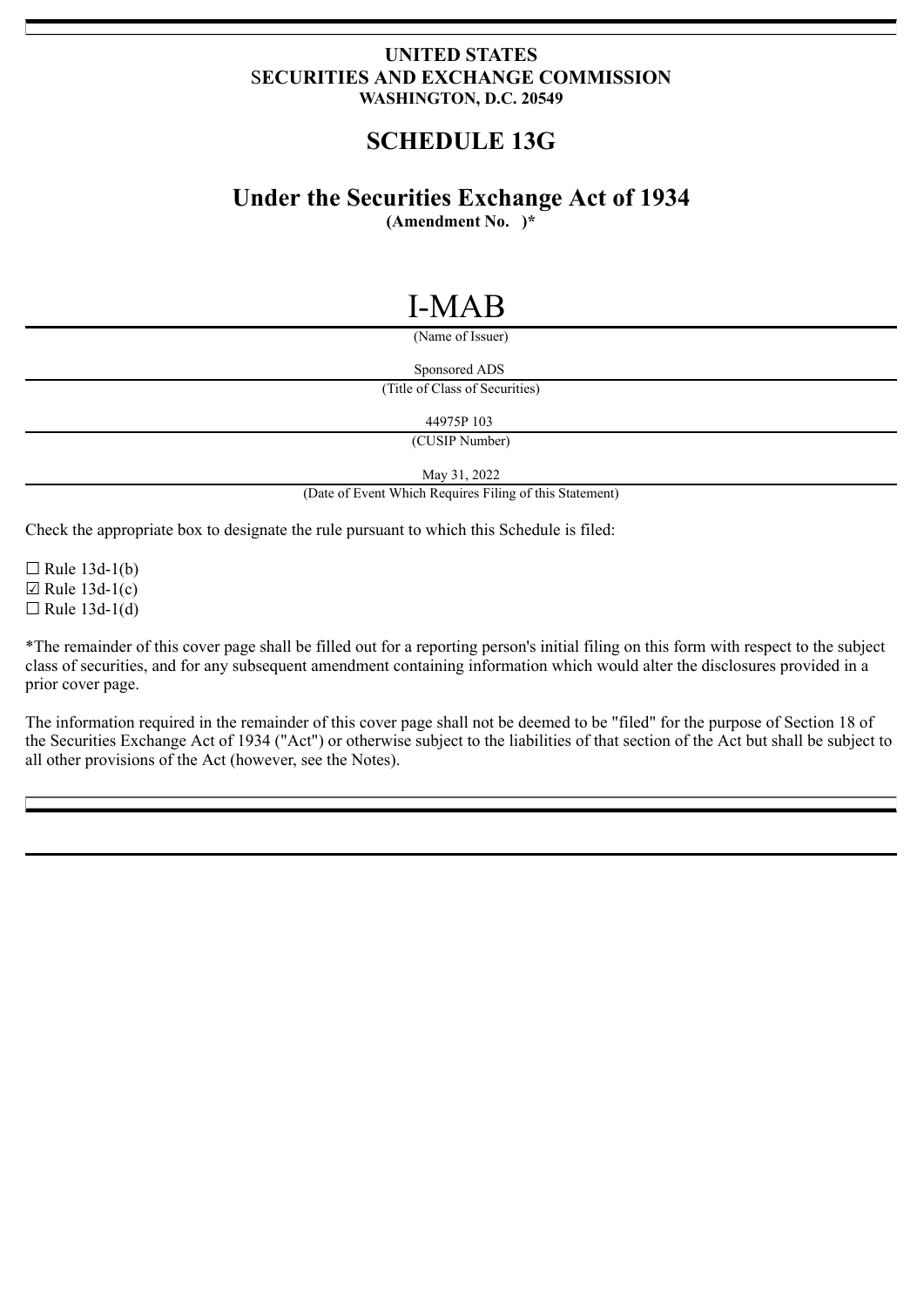**UNITED STATES**
**SECURITIES AND EXCHANGE COMMISSION**
**WASHINGTON, D.C. 20549**

# SCHEDULE 13G

## Under the Securities Exchange Act of 1934

**(Amendment No. )***

I-MAB

(Name of Issuer)

Sponsored ADS

(Title of Class of Securities)

44975P 103

(CUSIP Number)

May 31, 2022

(Date of Event Which Requires Filing of this Statement)

Check the appropriate box to designate the rule pursuant to which this Schedule is filed:

☐ Rule 13d-1(b)
☑ Rule 13d-1(c)
☐ Rule 13d-1(d)

*The remainder of this cover page shall be filled out for a reporting person's initial filing on this form with respect to the subject class of securities, and for any subsequent amendment containing information which would alter the disclosures provided in a prior cover page.

The information required in the remainder of this cover page shall not be deemed to be "filed" for the purpose of Section 18 of the Securities Exchange Act of 1934 ("Act") or otherwise subject to the liabilities of that section of the Act but shall be subject to all other provisions of the Act (however, see the Notes).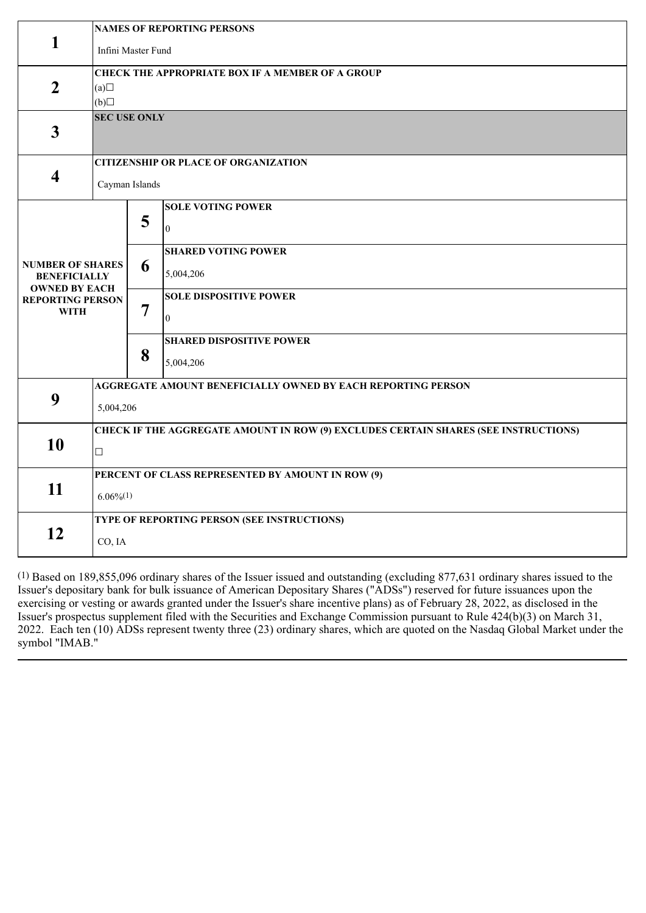| | | | |
|---|---|---|---|
| **1** | **NAMES OF REPORTING PERSONS**<br>Infini Master Fund | | |
| **2** | **CHECK THE APPROPRIATE BOX IF A MEMBER OF A GROUP**<br>(a)☐<br>(b)☐ | | |
| **3** | **SEC USE ONLY** | | |
| **4** | **CITIZENSHIP OR PLACE OF ORGANIZATION**<br>Cayman Islands | | |
| **NUMBER OF SHARES BENEFICIALLY OWNED BY EACH REPORTING PERSON WITH** | | **5** | **SOLE VOTING POWER**<br>0 |
| | | **6** | **SHARED VOTING POWER**<br>5,004,206 |
| | | **7** | **SOLE DISPOSITIVE POWER**<br>0 |
| | | **8** | **SHARED DISPOSITIVE POWER**<br>5,004,206 |
| **9** | **AGGREGATE AMOUNT BENEFICIALLY OWNED BY EACH REPORTING PERSON**<br>5,004,206 | | |
| **10** | **CHECK IF THE AGGREGATE AMOUNT IN ROW (9) EXCLUDES CERTAIN SHARES (SEE INSTRUCTIONS)**<br>☐ | | |
| **11** | **PERCENT OF CLASS REPRESENTED BY AMOUNT IN ROW (9)**<br>6.06%(1) | | |
| **12** | **TYPE OF REPORTING PERSON (SEE INSTRUCTIONS)**<br>CO, IA | | |

(1) Based on 189,855,096 ordinary shares of the Issuer issued and outstanding (excluding 877,631 ordinary shares issued to the Issuer's depositary bank for bulk issuance of American Depositary Shares ("ADSs") reserved for future issuances upon the exercising or vesting or awards granted under the Issuer's share incentive plans) as of February 28, 2022, as disclosed in the Issuer's prospectus supplement filed with the Securities and Exchange Commission pursuant to Rule 424(b)(3) on March 31, 2022. Each ten (10) ADSs represent twenty three (23) ordinary shares, which are quoted on the Nasdaq Global Market under the symbol "IMAB."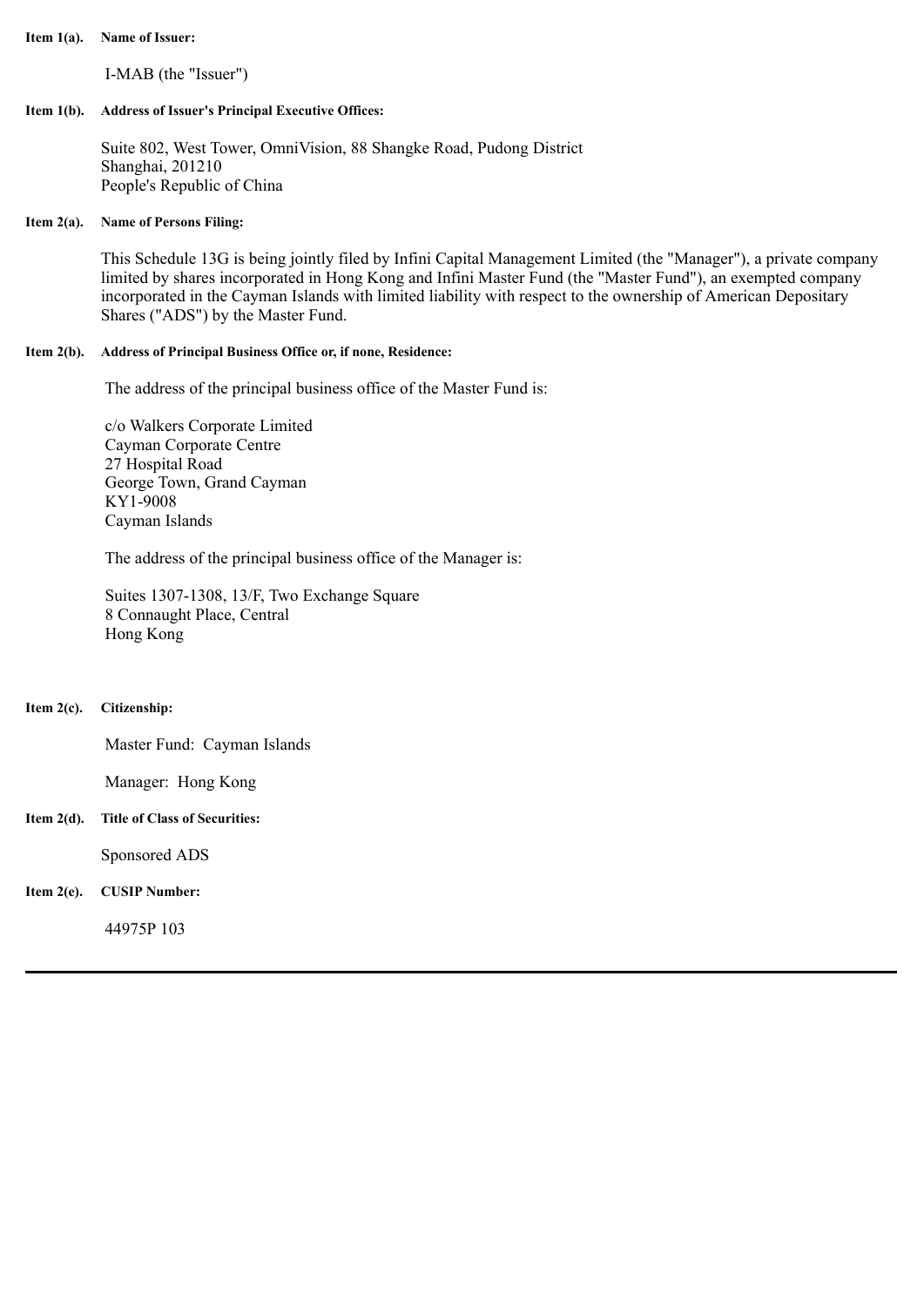**Item 1(a). Name of Issuer:**

I-MAB (the "Issuer")

**Item 1(b). Address of Issuer's Principal Executive Offices:**

Suite 802, West Tower, OmniVision, 88 Shangke Road, Pudong District
Shanghai, 201210
People's Republic of China

**Item 2(a). Name of Persons Filing:**

This Schedule 13G is being jointly filed by Infini Capital Management Limited (the "Manager"), a private company limited by shares incorporated in Hong Kong and Infini Master Fund (the "Master Fund"), an exempted company incorporated in the Cayman Islands with limited liability with respect to the ownership of American Depositary Shares ("ADS") by the Master Fund.

**Item 2(b). Address of Principal Business Office or, if none, Residence:**

The address of the principal business office of the Master Fund is:

c/o Walkers Corporate Limited
Cayman Corporate Centre
27 Hospital Road
George Town, Grand Cayman
KY1-9008
Cayman Islands

The address of the principal business office of the Manager is:

Suites 1307-1308, 13/F, Two Exchange Square
8 Connaught Place, Central
Hong Kong

**Item 2(c). Citizenship:**

Master Fund: Cayman Islands

Manager: Hong Kong

**Item 2(d). Title of Class of Securities:**

Sponsored ADS

**Item 2(e). CUSIP Number:**

44975P 103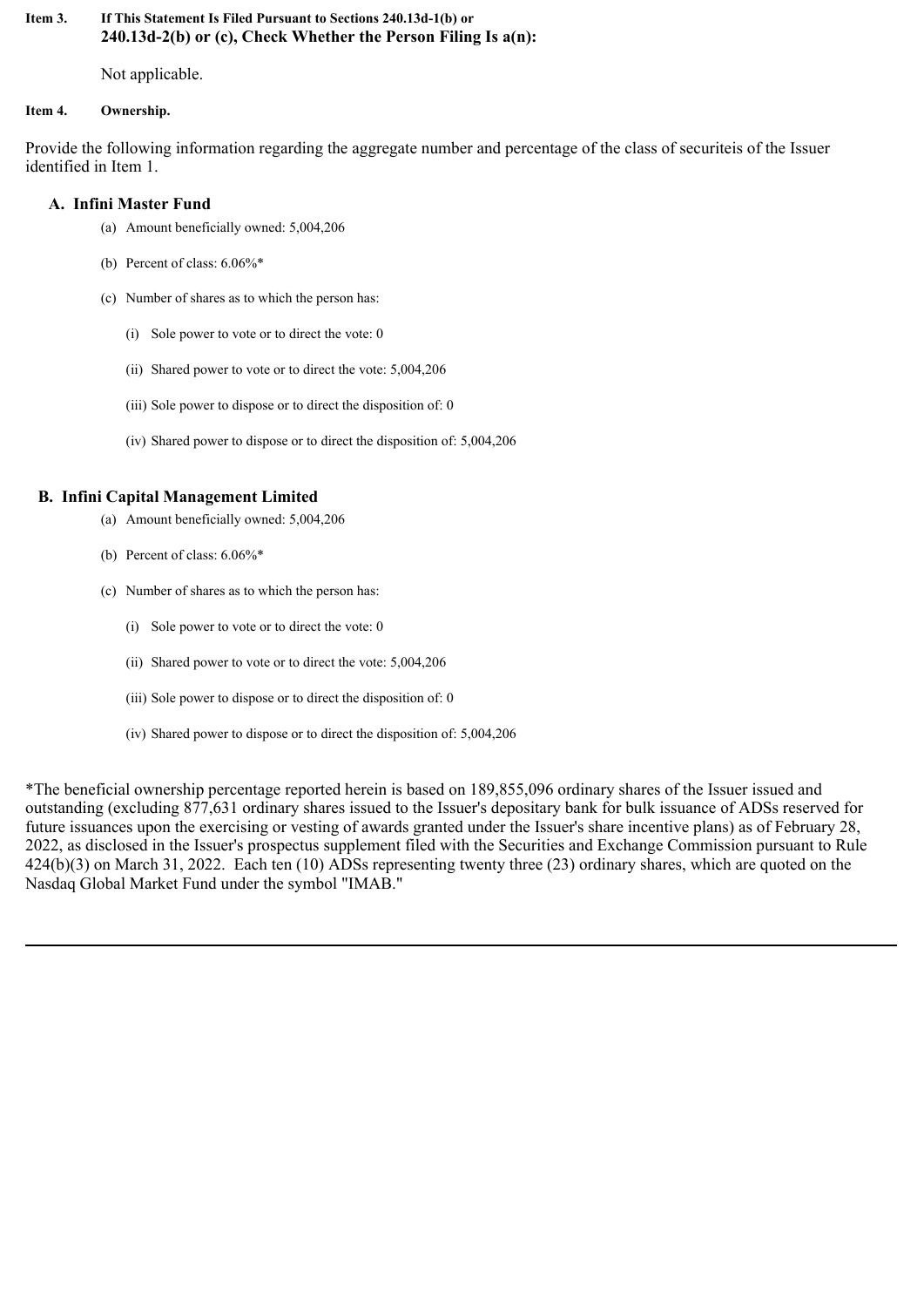**Item 3. If This Statement Is Filed Pursuant to Sections 240.13d-1(b) or 240.13d-2(b) or (c), Check Whether the Person Filing Is a(n):**

Not applicable.

**Item 4. Ownership.**

Provide the following information regarding the aggregate number and percentage of the class of securiteis of the Issuer identified in Item 1.

**A. Infini Master Fund**

(a) Amount beneficially owned: 5,004,206

(b) Percent of class: 6.06%*

(c) Number of shares as to which the person has:

(i) Sole power to vote or to direct the vote: 0

(ii) Shared power to vote or to direct the vote: 5,004,206

(iii) Sole power to dispose or to direct the disposition of: 0

(iv) Shared power to dispose or to direct the disposition of: 5,004,206

**B. Infini Capital Management Limited**

(a) Amount beneficially owned: 5,004,206

(b) Percent of class: 6.06%*

(c) Number of shares as to which the person has:

(i) Sole power to vote or to direct the vote: 0

(ii) Shared power to vote or to direct the vote: 5,004,206

(iii) Sole power to dispose or to direct the disposition of: 0

(iv) Shared power to dispose or to direct the disposition of: 5,004,206

*The beneficial ownership percentage reported herein is based on 189,855,096 ordinary shares of the Issuer issued and outstanding (excluding 877,631 ordinary shares issued to the Issuer's depositary bank for bulk issuance of ADSs reserved for future issuances upon the exercising or vesting of awards granted under the Issuer's share incentive plans) as of February 28, 2022, as disclosed in the Issuer's prospectus supplement filed with the Securities and Exchange Commission pursuant to Rule 424(b)(3) on March 31, 2022. Each ten (10) ADSs representing twenty three (23) ordinary shares, which are quoted on the Nasdaq Global Market Fund under the symbol "IMAB."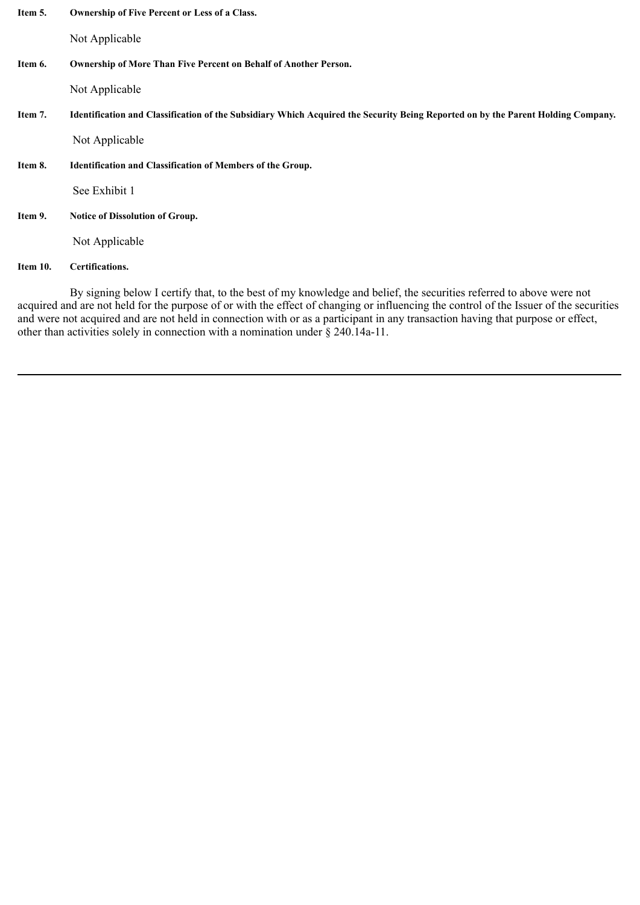**Item 5. Ownership of Five Percent or Less of a Class.**

Not Applicable

**Item 6. Ownership of More Than Five Percent on Behalf of Another Person.**

Not Applicable

**Item 7. Identification and Classification of the Subsidiary Which Acquired the Security Being Reported on by the Parent Holding Company.**

Not Applicable

**Item 8. Identification and Classification of Members of the Group.**

See Exhibit 1

**Item 9. Notice of Dissolution of Group.**

Not Applicable

**Item 10. Certifications.**

By signing below I certify that, to the best of my knowledge and belief, the securities referred to above were not acquired and are not held for the purpose of or with the effect of changing or influencing the control of the Issuer of the securities and were not acquired and are not held in connection with or as a participant in any transaction having that purpose or effect, other than activities solely in connection with a nomination under § 240.14a-11.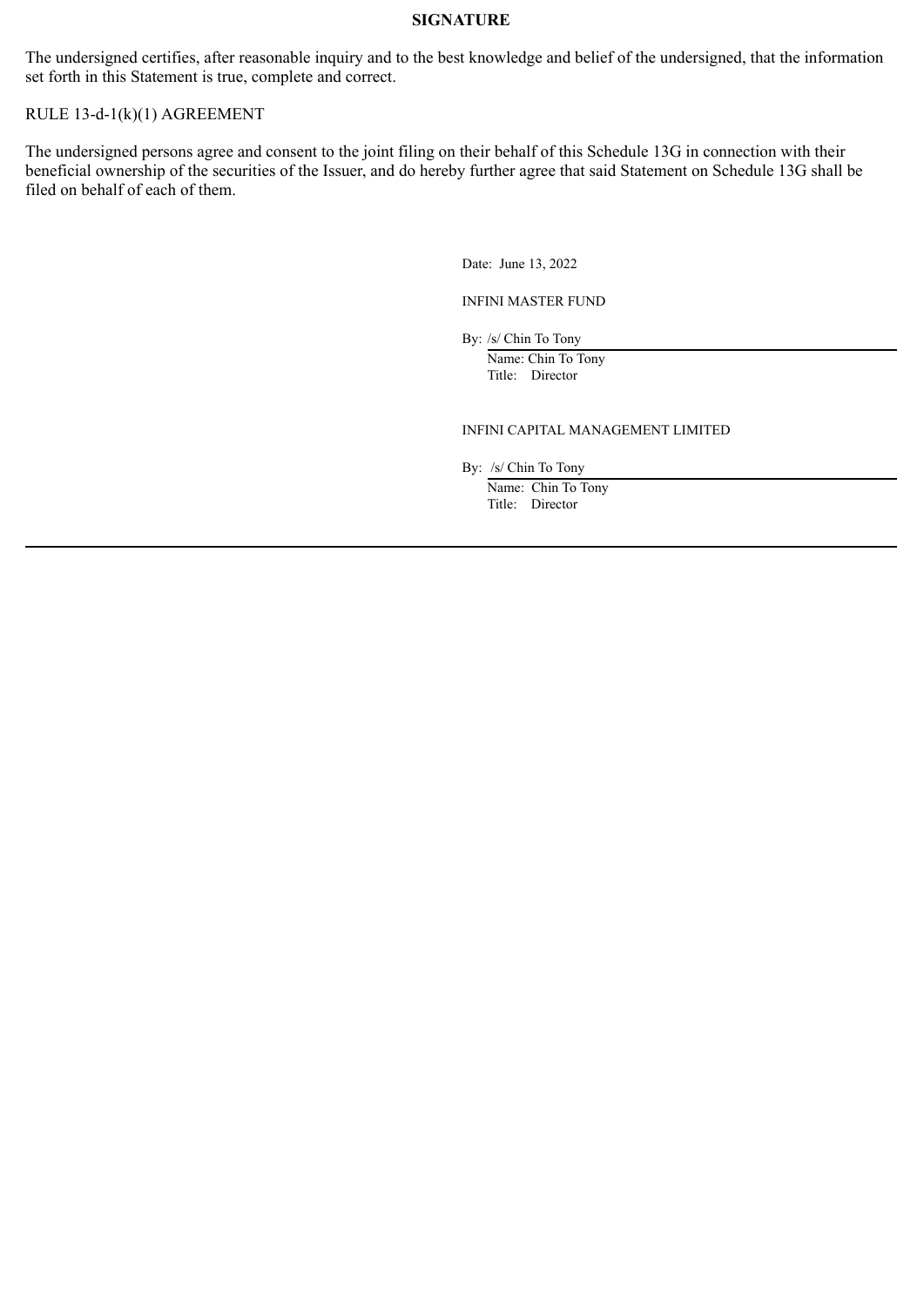**SIGNATURE**

The undersigned certifies, after reasonable inquiry and to the best knowledge and belief of the undersigned, that the information set forth in this Statement is true, complete and correct.

RULE 13-d-1(k)(1) AGREEMENT

The undersigned persons agree and consent to the joint filing on their behalf of this Schedule 13G in connection with their beneficial ownership of the securities of the Issuer, and do hereby further agree that said Statement on Schedule 13G shall be filed on behalf of each of them.

Date: June 13, 2022

INFINI MASTER FUND

By: /s/ Chin To Tony
Name: Chin To Tony
Title: Director

INFINI CAPITAL MANAGEMENT LIMITED

By: /s/ Chin To Tony
Name: Chin To Tony
Title: Director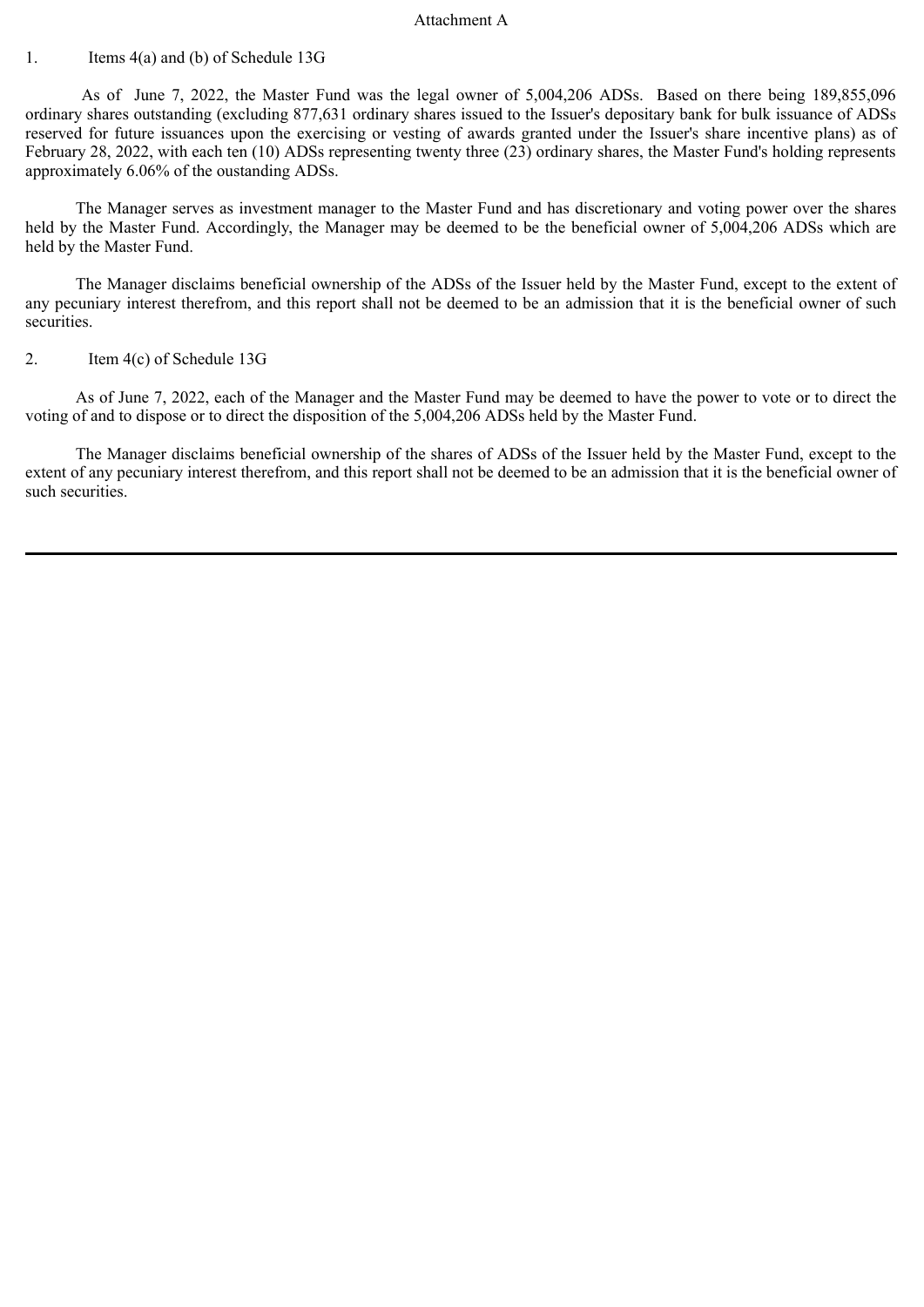Attachment A

1. Items 4(a) and (b) of Schedule 13G

As of June 7, 2022, the Master Fund was the legal owner of 5,004,206 ADSs. Based on there being 189,855,096 ordinary shares outstanding (excluding 877,631 ordinary shares issued to the Issuer's depositary bank for bulk issuance of ADSs reserved for future issuances upon the exercising or vesting of awards granted under the Issuer's share incentive plans) as of February 28, 2022, with each ten (10) ADSs representing twenty three (23) ordinary shares, the Master Fund's holding represents approximately 6.06% of the oustanding ADSs.

The Manager serves as investment manager to the Master Fund and has discretionary and voting power over the shares held by the Master Fund. Accordingly, the Manager may be deemed to be the beneficial owner of 5,004,206 ADSs which are held by the Master Fund.

The Manager disclaims beneficial ownership of the ADSs of the Issuer held by the Master Fund, except to the extent of any pecuniary interest therefrom, and this report shall not be deemed to be an admission that it is the beneficial owner of such securities.

2. Item 4(c) of Schedule 13G

As of June 7, 2022, each of the Manager and the Master Fund may be deemed to have the power to vote or to direct the voting of and to dispose or to direct the disposition of the 5,004,206 ADSs held by the Master Fund.

The Manager disclaims beneficial ownership of the shares of ADSs of the Issuer held by the Master Fund, except to the extent of any pecuniary interest therefrom, and this report shall not be deemed to be an admission that it is the beneficial owner of such securities.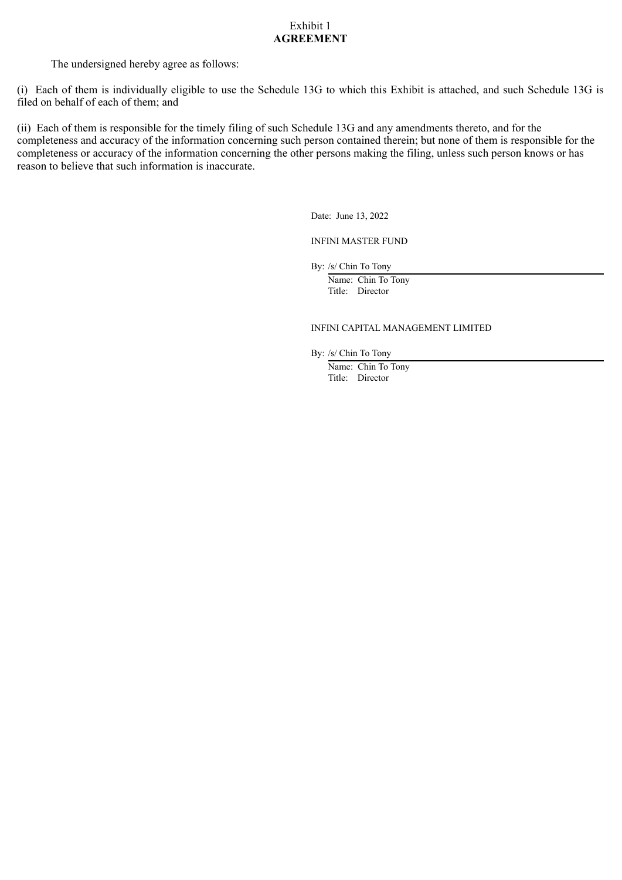Exhibit 1

**AGREEMENT**

The undersigned hereby agree as follows:

(i) Each of them is individually eligible to use the Schedule 13G to which this Exhibit is attached, and such Schedule 13G is filed on behalf of each of them; and

(ii) Each of them is responsible for the timely filing of such Schedule 13G and any amendments thereto, and for the completeness and accuracy of the information concerning such person contained therein; but none of them is responsible for the completeness or accuracy of the information concerning the other persons making the filing, unless such person knows or has reason to believe that such information is inaccurate.

Date: June 13, 2022

INFINI MASTER FUND

By: /s/ Chin To Tony  
Name: Chin To Tony  
Title: Director

INFINI CAPITAL MANAGEMENT LIMITED

By: /s/ Chin To Tony  
Name: Chin To Tony  
Title: Director